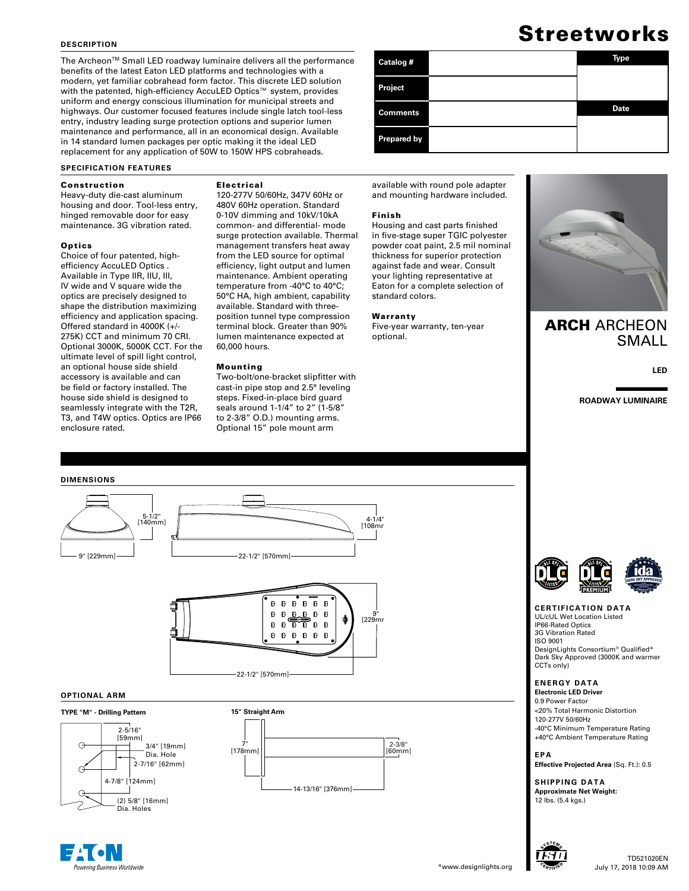# Streetworks

## ARCH ARCHEON SMALL

LED

ROADWAY LUMINAIRE

| Catalog # | | Type |
|---|---|---|
| Project | | |
| Comments | | Date |
| Prepared by | | |

## DESCRIPTION

The Archeon™ Small LED roadway luminaire delivers all the performance benefits of the latest Eaton LED platforms and technologies with a modern, yet familiar cobrahead form factor. This discrete LED solution with the patented, high-efficiency AccuLED Optics™ system, provides uniform and energy conscious illumination for municipal streets and highways. Our customer focused features include single latch tool-less entry, industry leading surge protection options and superior lumen maintenance and performance, all in an economical design. Available in 14 standard lumen packages per optic making it the ideal LED replacement for any application of 50W to 150W HPS cobraheads.

## SPECIFICATION FEATURES

### Construction

Heavy-duty die-cast aluminum housing and door. Tool-less entry, hinged removable door for easy maintenance. 3G vibration rated.

### Optics

Choice of four patented, high-efficiency AccuLED Optics . Available in Type IIR, IIU, III, IV wide and V square wide the optics are precisely designed to shape the distribution maximizing efficiency and application spacing. Offered standard in 4000K (+/- 275K) CCT and minimum 70 CRI. Optional 3000K, 5000K CCT. For the ultimate level of spill light control, an optional house side shield accessory is available and can be field or factory installed. The house side shield is designed to seamlessly integrate with the T2R, T3, and T4W optics. Optics are IP66 enclosure rated.

### Electrical

120-277V 50/60Hz, 347V 60Hz or 480V 60Hz operation. Standard 0-10V dimming and 10kV/10kA common- and differential- mode surge protection available. Thermal management transfers heat away from the LED source for optimal efficiency, light output and lumen maintenance. Ambient operating temperature from -40°C to 40°C; 50°C HA, high ambient, capability available. Standard with three-position tunnel type compression terminal block. Greater than 90% lumen maintenance expected at 60,000 hours.

### Mounting

Two-bolt/one-bracket slipfitter with cast-in pipe stop and 2.5° leveling steps. Fixed-in-place bird guard seals around 1-1/4" to 2" (1-5/8" to 2-3/8" O.D.) mounting arms. Optional 15" pole mount arm available with round pole adapter and mounting hardware included.

### Finish

Housing and cast parts finished in five-stage super TGIC polyester powder coat paint, 2.5 mil nominal thickness for superior protection against fade and wear. Consult your lighting representative at Eaton for a complete selection of standard colors.

### Warranty

Five-year warranty, ten-year optional.

## DIMENSIONS

5-1/2" [140mm]  
9" [229mm]  
4-1/4" [108mm]  
22-1/2" [570mm]  
9" [229mm]  
22-1/2" [570mm]

## OPTIONAL ARM

**TYPE "M" - Drilling Pattern**

2-5/16" [59mm]  
3/4" [19mm] Dia. Hole  
2-7/16" [62mm]  
4-7/8" [124mm]  
(2) 5/8" [16mm] Dia. Holes

**15" Straight Arm**

7" [178mm]  
2-3/8" [60mm]  
14-13/16" [376mm]

## CERTIFICATION DATA

UL/cUL Wet Location Listed  
IP66-Rated Optics  
3G Vibration Rated  
ISO 9001  
DesignLights Consortium® Qualified*  
Dark Sky Approved (3000K and warmer CCTs only)

## ENERGY DATA

**Electronic LED Driver**  
0.9 Power Factor  
<20% Total Harmonic Distortion  
120-277V 50/60Hz  
-40°C Minimum Temperature Rating  
+40°C Ambient Temperature Rating

## EPA

**Effective Projected Area** (Sq. Ft.): 0.5

## SHIPPING DATA

**Approximate Net Weight:**  
12 lbs. (5.4 kgs.)

*www.designlights.org

TD521020EN  
July 17, 2018 10:09 AM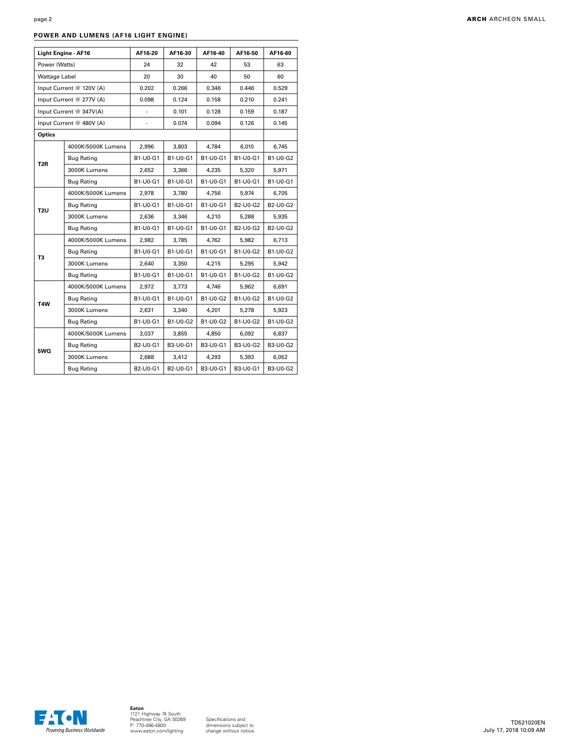## POWER AND LUMENS (AF16 LIGHT ENGINE)

| Light Engine - AF16 | | AF16-20 | AF16-30 | AF16-40 | AF16-50 | AF16-60 |
|---|---|---|---|---|---|---|
| Power (Watts) | | 24 | 32 | 42 | 53 | 63 |
| Wattage Label | | 20 | 30 | 40 | 50 | 60 |
| Input Current @ 120V (A) | | 0.202 | 0.266 | 0.346 | 0.446 | 0.529 |
| Input Current @ 277V (A) | | 0.098 | 0.124 | 0.158 | 0.210 | 0.241 |
| Input Current @ 347V(A) | | - | 0.101 | 0.128 | 0.159 | 0.187 |
| Input Current @ 480V (A) | | - | 0.074 | 0.094 | 0.126 | 0.145 |
| **Optics** | | | | | | |
| T2R | 4000K/5000K Lumens | 2,996 | 3,803 | 4,784 | 6,010 | 6,745 |
| | Bug Rating | B1-U0-G1 | B1-U0-G1 | B1-U0-G1 | B1-U0-G1 | B1-U0-G2 |
| | 3000K Lumens | 2,652 | 3,366 | 4,235 | 5,320 | 5,971 |
| | Bug Rating | B1-U0-G1 | B1-U0-G1 | B1-U0-G1 | B1-U0-G1 | B1-U0-G1 |
| T2U | 4000K/5000K Lumens | 2,978 | 3,780 | 4,756 | 5,974 | 6,705 |
| | Bug Rating | B1-U0-G1 | B1-U0-G1 | B1-U0-G1 | B2-U0-G2 | B2-U0-G2 |
| | 3000K Lumens | 2,636 | 3,346 | 4,210 | 5,288 | 5,935 |
| | Bug Rating | B1-U0-G1 | B1-U0-G1 | B1-U0-G1 | B2-U0-G2 | B2-U0-G2 |
| T3 | 4000K/5000K Lumens | 2,982 | 3,785 | 4,762 | 5,982 | 6,713 |
| | Bug Rating | B1-U0-G1 | B1-U0-G1 | B1-U0-G1 | B1-U0-G2 | B1-U0-G2 |
| | 3000K Lumens | 2,640 | 3,350 | 4,215 | 5,295 | 5,942 |
| | Bug Rating | B1-U0-G1 | B1-U0-G1 | B1-U0-G1 | B1-U0-G2 | B1-U0-G2 |
| T4W | 4000K/5000K Lumens | 2,972 | 3,773 | 4,746 | 5,962 | 6,691 |
| | Bug Rating | B1-U0-G1 | B1-U0-G1 | B1-U0-G2 | B1-U0-G2 | B1-U0-G2 |
| | 3000K Lumens | 2,631 | 3,340 | 4,201 | 5,278 | 5,923 |
| | Bug Rating | B1-U0-G1 | B1-U0-G2 | B1-U0-G2 | B1-U0-G2 | B1-U0-G2 |
| 5WQ | 4000K/5000K Lumens | 3,037 | 3,855 | 4,850 | 6,092 | 6,837 |
| | Bug Rating | B2-U0-G1 | B3-U0-G1 | B3-U0-G1 | B3-U0-G2 | B3-U0-G2 |
| | 3000K Lumens | 2,688 | 3,412 | 4,293 | 5,393 | 6,052 |
| | Bug Rating | B2-U0-G1 | B2-U0-G1 | B3-U0-G1 | B3-U0-G1 | B3-U0-G2 |

**Eaton**
1121 Highway 74 South
Peachtree City, GA 30269
P: 770-486-4800
www.eaton.com/lighting

Specifications and dimensions subject to change without notice.

TD521020EN
July 17, 2018 10:09 AM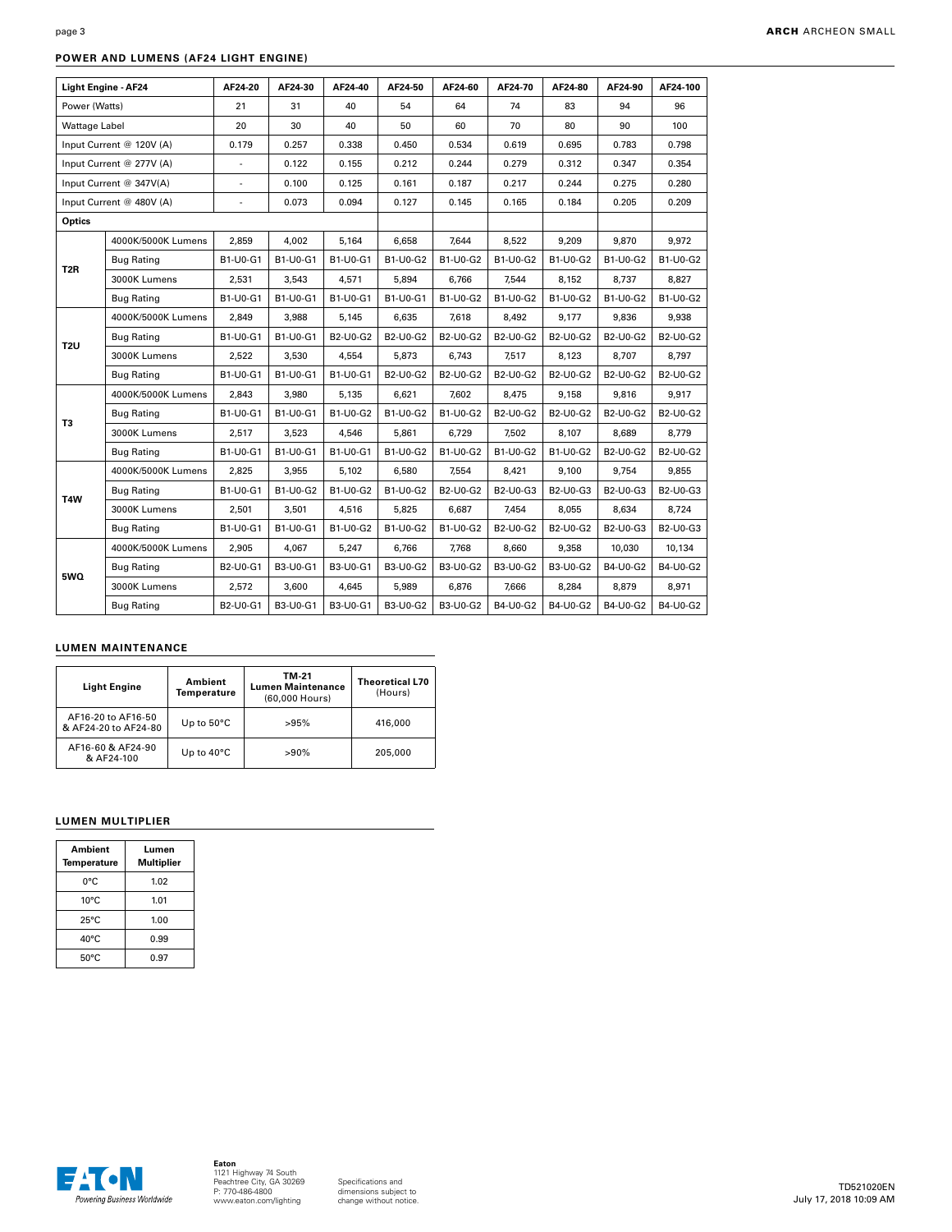## POWER AND LUMENS (AF24 LIGHT ENGINE)

| Light Engine - AF24 | | AF24-20 | AF24-30 | AF24-40 | AF24-50 | AF24-60 | AF24-70 | AF24-80 | AF24-90 | AF24-100 |
|---|---|---|---|---|---|---|---|---|---|---|
| Power (Watts) | | 21 | 31 | 40 | 54 | 64 | 74 | 83 | 94 | 96 |
| Wattage Label | | 20 | 30 | 40 | 50 | 60 | 70 | 80 | 90 | 100 |
| Input Current @ 120V (A) | | 0.179 | 0.257 | 0.338 | 0.450 | 0.534 | 0.619 | 0.695 | 0.783 | 0.798 |
| Input Current @ 277V (A) | | - | 0.122 | 0.155 | 0.212 | 0.244 | 0.279 | 0.312 | 0.347 | 0.354 |
| Input Current @ 347V(A) | | - | 0.100 | 0.125 | 0.161 | 0.187 | 0.217 | 0.244 | 0.275 | 0.280 |
| Input Current @ 480V (A) | | - | 0.073 | 0.094 | 0.127 | 0.145 | 0.165 | 0.184 | 0.205 | 0.209 |
| **Optics** | | | | | | | | | | |
| T2R | 4000K/5000K Lumens | 2,859 | 4,002 | 5,164 | 6,658 | 7,644 | 8,522 | 9,209 | 9,870 | 9,972 |
| | Bug Rating | B1-U0-G1 | B1-U0-G1 | B1-U0-G1 | B1-U0-G2 | B1-U0-G2 | B1-U0-G2 | B1-U0-G2 | B1-U0-G2 | B1-U0-G2 |
| | 3000K Lumens | 2,531 | 3,543 | 4,571 | 5,894 | 6,766 | 7,544 | 8,152 | 8,737 | 8,827 |
| | Bug Rating | B1-U0-G1 | B1-U0-G1 | B1-U0-G1 | B1-U0-G1 | B1-U0-G2 | B1-U0-G2 | B1-U0-G2 | B1-U0-G2 | B1-U0-G2 |
| T2U | 4000K/5000K Lumens | 2,849 | 3,988 | 5,145 | 6,635 | 7,618 | 8,492 | 9,177 | 9,836 | 9,938 |
| | Bug Rating | B1-U0-G1 | B1-U0-G1 | B2-U0-G2 | B2-U0-G2 | B2-U0-G2 | B2-U0-G2 | B2-U0-G2 | B2-U0-G2 | B2-U0-G2 |
| | 3000K Lumens | 2,522 | 3,530 | 4,554 | 5,873 | 6,743 | 7,517 | 8,123 | 8,707 | 8,797 |
| | Bug Rating | B1-U0-G1 | B1-U0-G1 | B1-U0-G1 | B2-U0-G2 | B2-U0-G2 | B2-U0-G2 | B2-U0-G2 | B2-U0-G2 | B2-U0-G2 |
| T3 | 4000K/5000K Lumens | 2,843 | 3,980 | 5,135 | 6,621 | 7,602 | 8,475 | 9,158 | 9,816 | 9,917 |
| | Bug Rating | B1-U0-G1 | B1-U0-G1 | B1-U0-G2 | B1-U0-G2 | B1-U0-G2 | B2-U0-G2 | B2-U0-G2 | B2-U0-G2 | B2-U0-G2 |
| | 3000K Lumens | 2,517 | 3,523 | 4,546 | 5,861 | 6,729 | 7,502 | 8,107 | 8,689 | 8,779 |
| | Bug Rating | B1-U0-G1 | B1-U0-G1 | B1-U0-G1 | B1-U0-G2 | B1-U0-G2 | B1-U0-G2 | B1-U0-G2 | B2-U0-G2 | B2-U0-G2 |
| T4W | 4000K/5000K Lumens | 2,825 | 3,955 | 5,102 | 6,580 | 7,554 | 8,421 | 9,100 | 9,754 | 9,855 |
| | Bug Rating | B1-U0-G1 | B1-U0-G2 | B1-U0-G2 | B1-U0-G2 | B2-U0-G2 | B2-U0-G3 | B2-U0-G3 | B2-U0-G3 | B2-U0-G3 |
| | 3000K Lumens | 2,501 | 3,501 | 4,516 | 5,825 | 6,687 | 7,454 | 8,055 | 8,634 | 8,724 |
| | Bug Rating | B1-U0-G1 | B1-U0-G1 | B1-U0-G2 | B1-U0-G2 | B1-U0-G2 | B2-U0-G2 | B2-U0-G2 | B2-U0-G3 | B2-U0-G3 |
| 5WQ | 4000K/5000K Lumens | 2,905 | 4,067 | 5,247 | 6,766 | 7,768 | 8,660 | 9,358 | 10,030 | 10,134 |
| | Bug Rating | B2-U0-G1 | B3-U0-G1 | B3-U0-G1 | B3-U0-G2 | B3-U0-G2 | B3-U0-G2 | B3-U0-G2 | B4-U0-G2 | B4-U0-G2 |
| | 3000K Lumens | 2,572 | 3,600 | 4,645 | 5,989 | 6,876 | 7,666 | 8,284 | 8,879 | 8,971 |
| | Bug Rating | B2-U0-G1 | B3-U0-G1 | B3-U0-G1 | B3-U0-G2 | B3-U0-G2 | B4-U0-G2 | B4-U0-G2 | B4-U0-G2 | B4-U0-G2 |

## LUMEN MAINTENANCE

| Light Engine | Ambient Temperature | TM-21 Lumen Maintenance (60,000 Hours) | Theoretical L70 (Hours) |
|---|---|---|---|
| AF16-20 to AF16-50 & AF24-20 to AF24-80 | Up to 50°C | >95% | 416,000 |
| AF16-60 & AF24-90 & AF24-100 | Up to 40°C | >90% | 205,000 |

## LUMEN MULTIPLIER

| Ambient Temperature | Lumen Multiplier |
|---|---|
| 0°C | 1.02 |
| 10°C | 1.01 |
| 25°C | 1.00 |
| 40°C | 0.99 |
| 50°C | 0.97 |

Eaton
1121 Highway 74 South
Peachtree City, GA 30269
P: 770-486-4800
www.eaton.com/lighting

Specifications and dimensions subject to change without notice.

TD521020EN
July 17, 2018 10:09 AM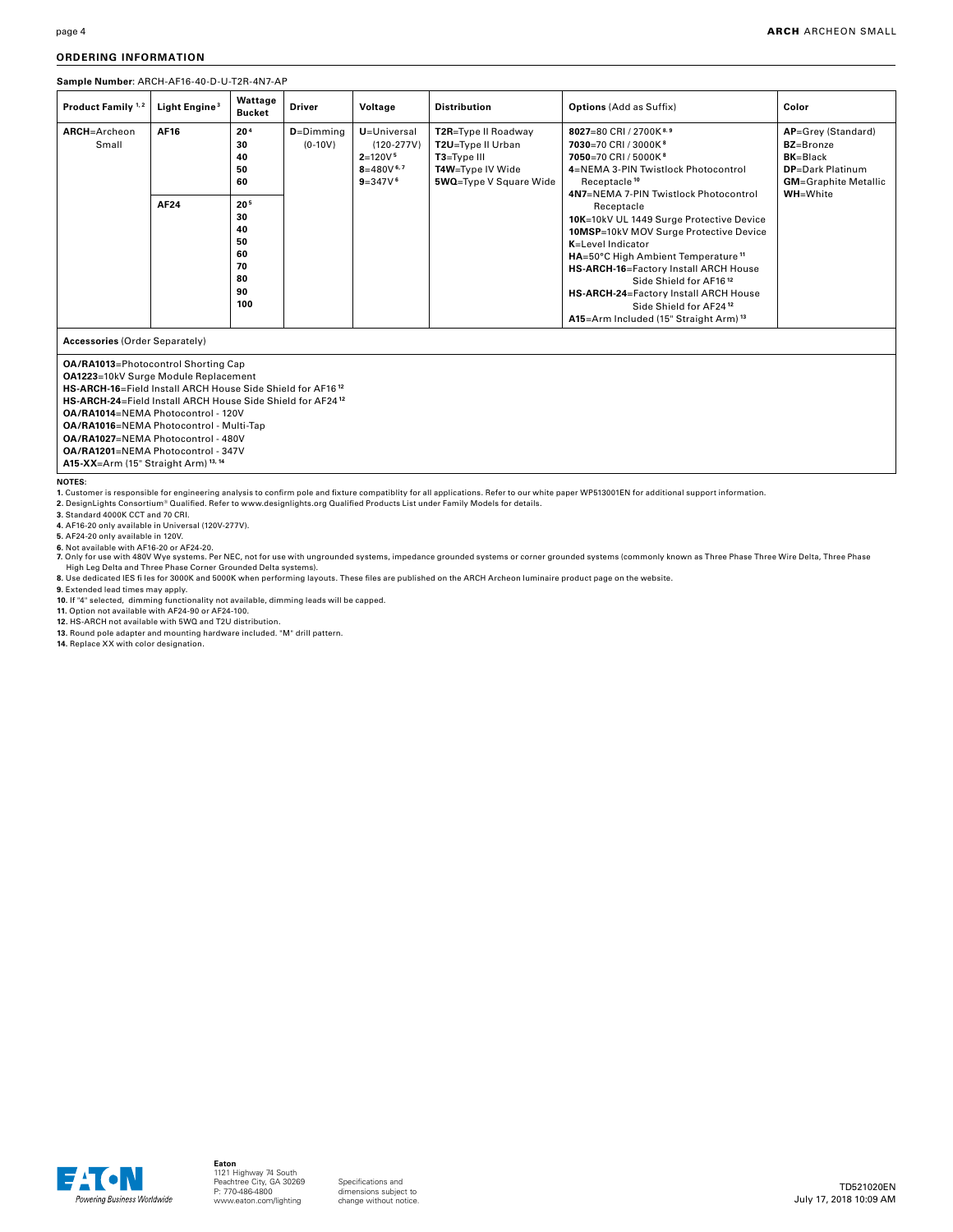## ORDERING INFORMATION

**Sample Number**: ARCH-AF16-40-D-U-T2R-4N7-AP

| Product Family [1, 2] | Light Engine [3] | Wattage Bucket | Driver | Voltage | Distribution | Options (Add as Suffix) | Color |
|---|---|---|---|---|---|---|---|
| **ARCH**=Archeon Small | **AF16** | **20** [4]<br>**30**<br>**40**<br>**50**<br>**60** | **D**=Dimming (0-10V) | **U**=Universal (120-277V)<br>**2**=120V [5]<br>**8**=480V [6, 7]<br>**9**=347V [6] | **T2R**=Type II Roadway<br>**T2U**=Type II Urban<br>**T3**=Type III<br>**T4W**=Type IV Wide<br>**5WQ**=Type V Square Wide | **8027**=80 CRI / 2700K [8, 9]<br>**7030**=70 CRI / 3000K [8]<br>**7050**=70 CRI / 5000K [8]<br>**4**=NEMA 3-PIN Twistlock Photocontrol Receptacle [10]<br>**4N7**=NEMA 7-PIN Twistlock Photocontrol Receptacle<br>**10K**=10kV UL 1449 Surge Protective Device<br>**10MSP**=10kV MOV Surge Protective Device<br>**K**=Level Indicator<br>**HA**=50°C High Ambient Temperature [11]<br>**HS-ARCH-16**=Factory Install ARCH House Side Shield for AF16 [12]<br>**HS-ARCH-24**=Factory Install ARCH House Side Shield for AF24 [12]<br>**A15**=Arm Included (15" Straight Arm) [13] | **AP**=Grey (Standard)<br>**BZ**=Bronze<br>**BK**=Black<br>**DP**=Dark Platinum<br>**GM**=Graphite Metallic<br>**WH**=White |
| | **AF24** | **20** [5]<br>**30**<br>**40**<br>**50**<br>**60**<br>**70**<br>**80**<br>**90**<br>**100** | | | | | |

**Accessories** (Order Separately)

**OA/RA1013**=Photocontrol Shorting Cap
**OA1223**=10kV Surge Module Replacement
**HS-ARCH-16**=Field Install ARCH House Side Shield for AF16 [12]
**HS-ARCH-24**=Field Install ARCH House Side Shield for AF24 [12]
**OA/RA1014**=NEMA Photocontrol - 120V
**OA/RA1016**=NEMA Photocontrol - Multi-Tap
**OA/RA1027**=NEMA Photocontrol - 480V
**OA/RA1201**=NEMA Photocontrol - 347V
**A15-XX**=Arm (15" Straight Arm) [13, 14]

**NOTES:**

1. Customer is responsible for engineering analysis to confirm pole and fixture compatiblity for all applications. Refer to our white paper WP513001EN for additional support information.
2. DesignLights Consortium® Qualified. Refer to www.designlights.org Qualified Products List under Family Models for details.
3. Standard 4000K CCT and 70 CRI.
4. AF16-20 only available in Universal (120V-277V).
5. AF24-20 only available in 120V.
6. Not available with AF16-20 or AF24-20.
7. Only for use with 480V Wye systems. Per NEC, not for use with ungrounded systems, impedance grounded systems or corner grounded systems (commonly known as Three Phase Three Wire Delta, Three Phase High Leg Delta and Three Phase Corner Grounded Delta systems).
8. Use dedicated IES fi les for 3000K and 5000K when performing layouts. These files are published on the ARCH Archeon luminaire product page on the website.
9. Extended lead times may apply.
10. If "4" selected, dimming functionality not available, dimming leads will be capped.
11. Option not available with AF24-90 or AF24-100.
12. HS-ARCH not available with 5WQ and T2U distribution.
13. Round pole adapter and mounting hardware included. "M" drill pattern.
14. Replace XX with color designation.

Eaton
1121 Highway 74 South
Peachtree City, GA 30269
P: 770-486-4800
www.eaton.com/lighting

Specifications and dimensions subject to change without notice.

TD521020EN
July 17, 2018 10:09 AM